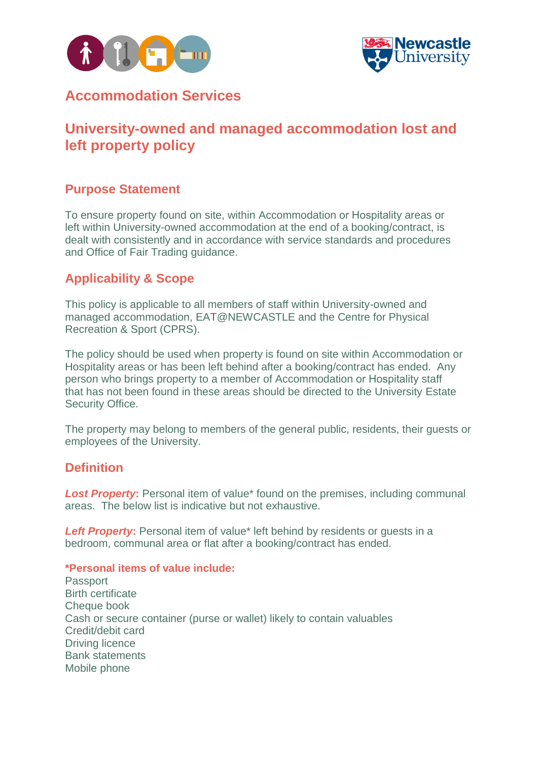# Accommodation Services

# University-owned and managed accommodation lost and left property policy

## Purpose Statement

To ensure property found on site, within Accommodation or Hospitality areas or left within University-owned accommodation at the end of a booking/contract, is dealt with consistently and in accordance with service standards and procedures and Office of Fair Trading guidance.

## Applicability & Scope

This policy is applicable to all members of staff within University-owned and managed accommodation, EAT@NEWCASTLE and the Centre for Physical Recreation & Sport (CPRS).

The policy should be used when property is found on site within Accommodation or Hospitality areas or has been left behind after a booking/contract has ended. Any person who brings property to a member of Accommodation or Hospitality staff that has not been found in these areas should be directed to the University Estate Security Office.

The property may belong to members of the general public, residents, their guests or employees of the University.

## Definition

***Lost Property*:** Personal item of value* found on the premises, including communal areas. The below list is indicative but not exhaustive.

***Left Property*:** Personal item of value* left behind by residents or guests in a bedroom, communal area or flat after a booking/contract has ended.

**\*Personal items of value include:**
Passport
Birth certificate
Cheque book
Cash or secure container (purse or wallet) likely to contain valuables
Credit/debit card
Driving licence
Bank statements
Mobile phone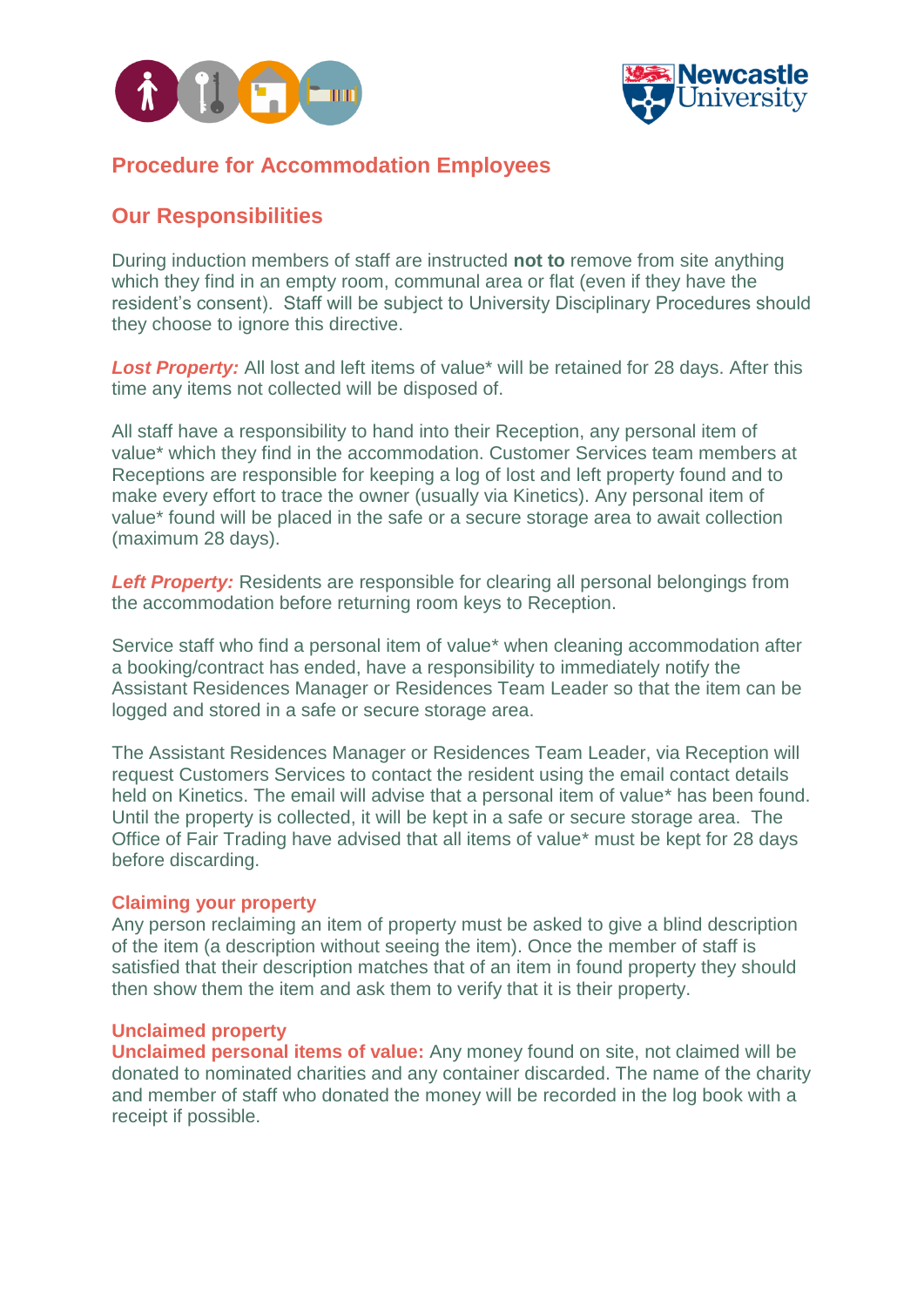## Procedure for Accommodation Employees

## Our Responsibilities

During induction members of staff are instructed **not to** remove from site anything which they find in an empty room, communal area or flat (even if they have the resident's consent). Staff will be subject to University Disciplinary Procedures should they choose to ignore this directive.

***Lost Property:*** All lost and left items of value* will be retained for 28 days. After this time any items not collected will be disposed of.

All staff have a responsibility to hand into their Reception, any personal item of value* which they find in the accommodation. Customer Services team members at Receptions are responsible for keeping a log of lost and left property found and to make every effort to trace the owner (usually via Kinetics). Any personal item of value* found will be placed in the safe or a secure storage area to await collection (maximum 28 days).

***Left Property:*** Residents are responsible for clearing all personal belongings from the accommodation before returning room keys to Reception.

Service staff who find a personal item of value* when cleaning accommodation after a booking/contract has ended, have a responsibility to immediately notify the Assistant Residences Manager or Residences Team Leader so that the item can be logged and stored in a safe or secure storage area.

The Assistant Residences Manager or Residences Team Leader, via Reception will request Customers Services to contact the resident using the email contact details held on Kinetics. The email will advise that a personal item of value* has been found. Until the property is collected, it will be kept in a safe or secure storage area. The Office of Fair Trading have advised that all items of value* must be kept for 28 days before discarding.

### Claiming your property

Any person reclaiming an item of property must be asked to give a blind description of the item (a description without seeing the item). Once the member of staff is satisfied that their description matches that of an item in found property they should then show them the item and ask them to verify that it is their property.

### Unclaimed property

**Unclaimed personal items of value:** Any money found on site, not claimed will be donated to nominated charities and any container discarded. The name of the charity and member of staff who donated the money will be recorded in the log book with a receipt if possible.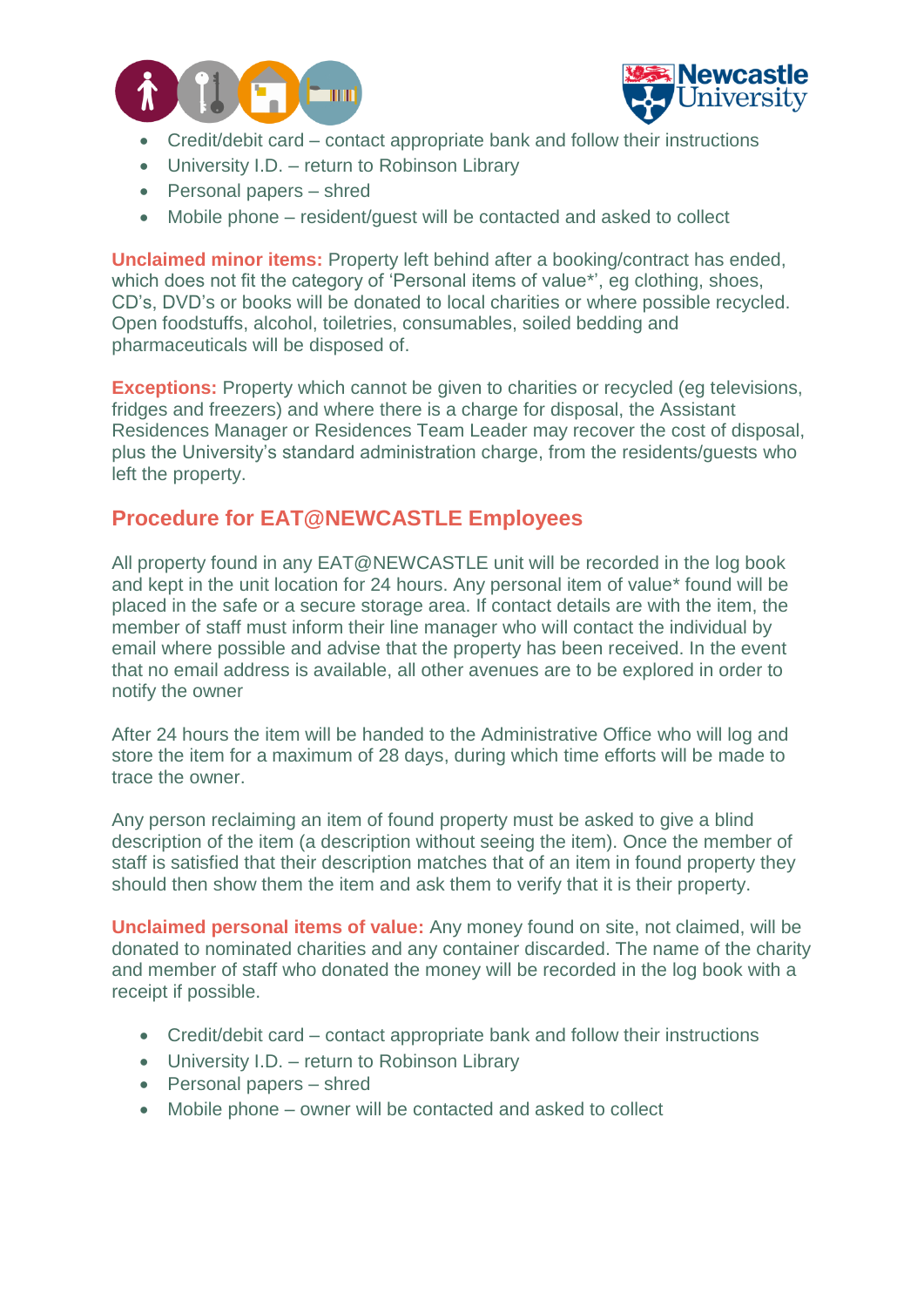- Credit/debit card – contact appropriate bank and follow their instructions
- University I.D. – return to Robinson Library
- Personal papers – shred
- Mobile phone – resident/guest will be contacted and asked to collect

**Unclaimed minor items:** Property left behind after a booking/contract has ended, which does not fit the category of 'Personal items of value*', eg clothing, shoes, CD's, DVD's or books will be donated to local charities or where possible recycled. Open foodstuffs, alcohol, toiletries, consumables, soiled bedding and pharmaceuticals will be disposed of.

**Exceptions:** Property which cannot be given to charities or recycled (eg televisions, fridges and freezers) and where there is a charge for disposal, the Assistant Residences Manager or Residences Team Leader may recover the cost of disposal, plus the University's standard administration charge, from the residents/guests who left the property.

## Procedure for EAT@NEWCASTLE Employees

All property found in any EAT@NEWCASTLE unit will be recorded in the log book and kept in the unit location for 24 hours. Any personal item of value* found will be placed in the safe or a secure storage area. If contact details are with the item, the member of staff must inform their line manager who will contact the individual by email where possible and advise that the property has been received. In the event that no email address is available, all other avenues are to be explored in order to notify the owner

After 24 hours the item will be handed to the Administrative Office who will log and store the item for a maximum of 28 days, during which time efforts will be made to trace the owner.

Any person reclaiming an item of found property must be asked to give a blind description of the item (a description without seeing the item). Once the member of staff is satisfied that their description matches that of an item in found property they should then show them the item and ask them to verify that it is their property.

**Unclaimed personal items of value:** Any money found on site, not claimed, will be donated to nominated charities and any container discarded. The name of the charity and member of staff who donated the money will be recorded in the log book with a receipt if possible.

- Credit/debit card – contact appropriate bank and follow their instructions
- University I.D. – return to Robinson Library
- Personal papers – shred
- Mobile phone – owner will be contacted and asked to collect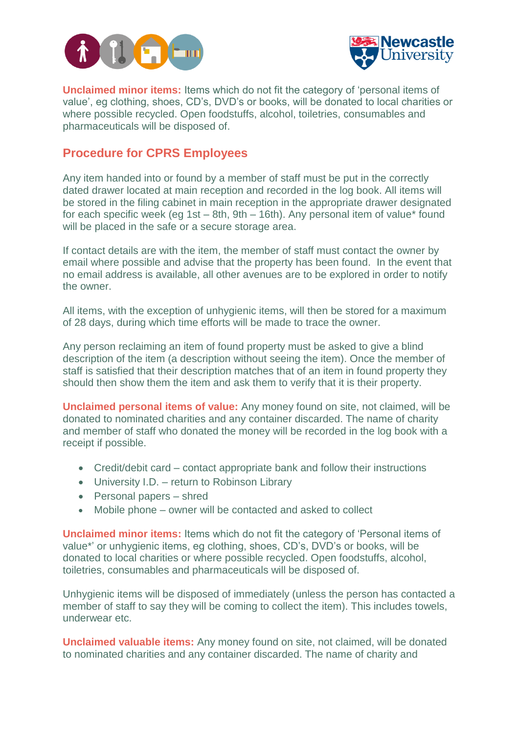**Unclaimed minor items:** Items which do not fit the category of 'personal items of value', eg clothing, shoes, CD's, DVD's or books, will be donated to local charities or where possible recycled. Open foodstuffs, alcohol, toiletries, consumables and pharmaceuticals will be disposed of.

## Procedure for CPRS Employees

Any item handed into or found by a member of staff must be put in the correctly dated drawer located at main reception and recorded in the log book. All items will be stored in the filing cabinet in main reception in the appropriate drawer designated for each specific week (eg 1st – 8th, 9th – 16th). Any personal item of value* found will be placed in the safe or a secure storage area.

If contact details are with the item, the member of staff must contact the owner by email where possible and advise that the property has been found. In the event that no email address is available, all other avenues are to be explored in order to notify the owner.

All items, with the exception of unhygienic items, will then be stored for a maximum of 28 days, during which time efforts will be made to trace the owner.

Any person reclaiming an item of found property must be asked to give a blind description of the item (a description without seeing the item). Once the member of staff is satisfied that their description matches that of an item in found property they should then show them the item and ask them to verify that it is their property.

**Unclaimed personal items of value:** Any money found on site, not claimed, will be donated to nominated charities and any container discarded. The name of charity and member of staff who donated the money will be recorded in the log book with a receipt if possible.

- Credit/debit card – contact appropriate bank and follow their instructions
- University I.D. – return to Robinson Library
- Personal papers – shred
- Mobile phone – owner will be contacted and asked to collect

**Unclaimed minor items:** Items which do not fit the category of 'Personal items of value*' or unhygienic items, eg clothing, shoes, CD's, DVD's or books, will be donated to local charities or where possible recycled. Open foodstuffs, alcohol, toiletries, consumables and pharmaceuticals will be disposed of.

Unhygienic items will be disposed of immediately (unless the person has contacted a member of staff to say they will be coming to collect the item). This includes towels, underwear etc.

**Unclaimed valuable items:** Any money found on site, not claimed, will be donated to nominated charities and any container discarded. The name of charity and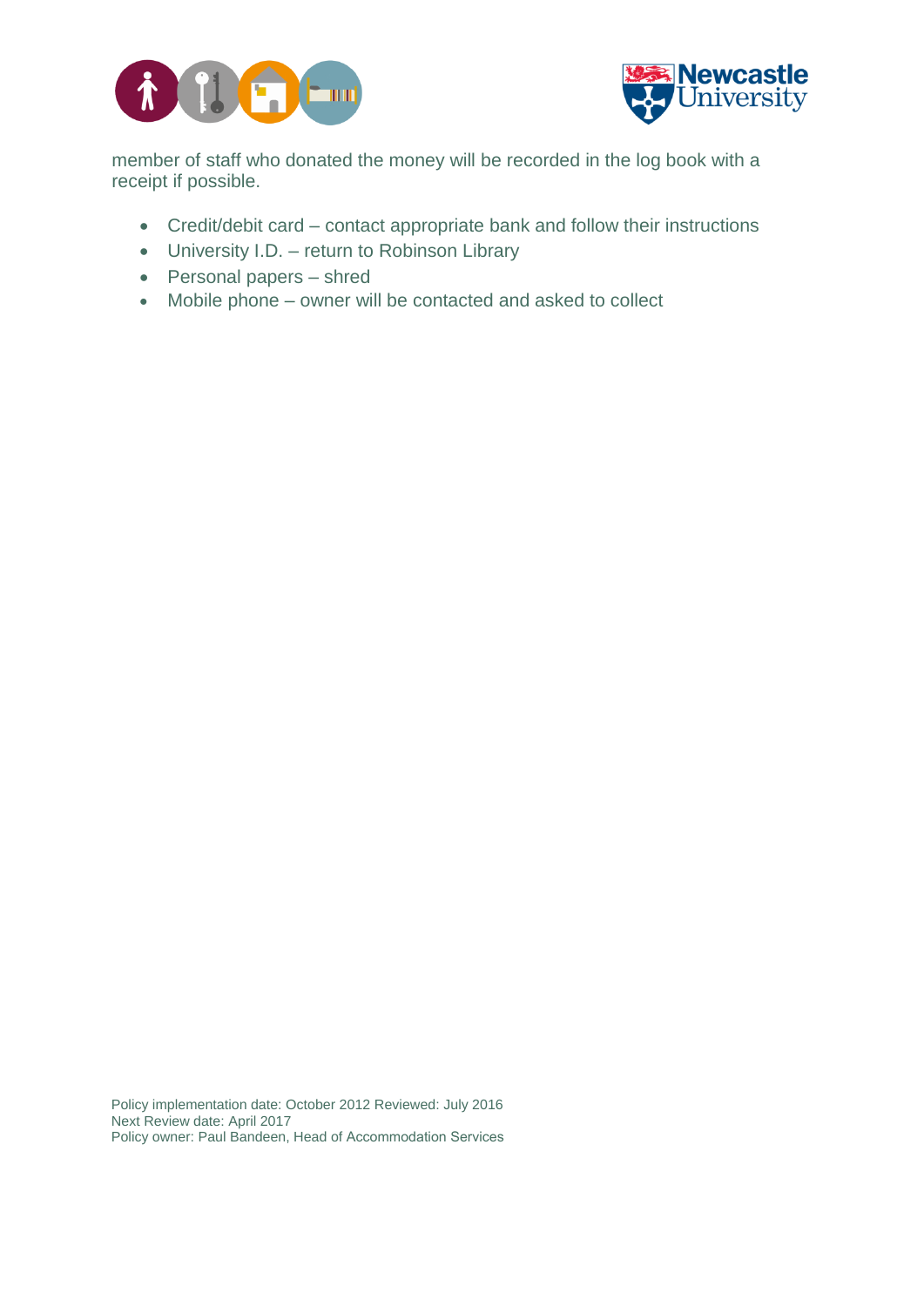member of staff who donated the money will be recorded in the log book with a receipt if possible.

- Credit/debit card – contact appropriate bank and follow their instructions
- University I.D. – return to Robinson Library
- Personal papers – shred
- Mobile phone – owner will be contacted and asked to collect

Policy implementation date: October 2012 Reviewed: July 2016
Next Review date: April 2017
Policy owner: Paul Bandeen, Head of Accommodation Services